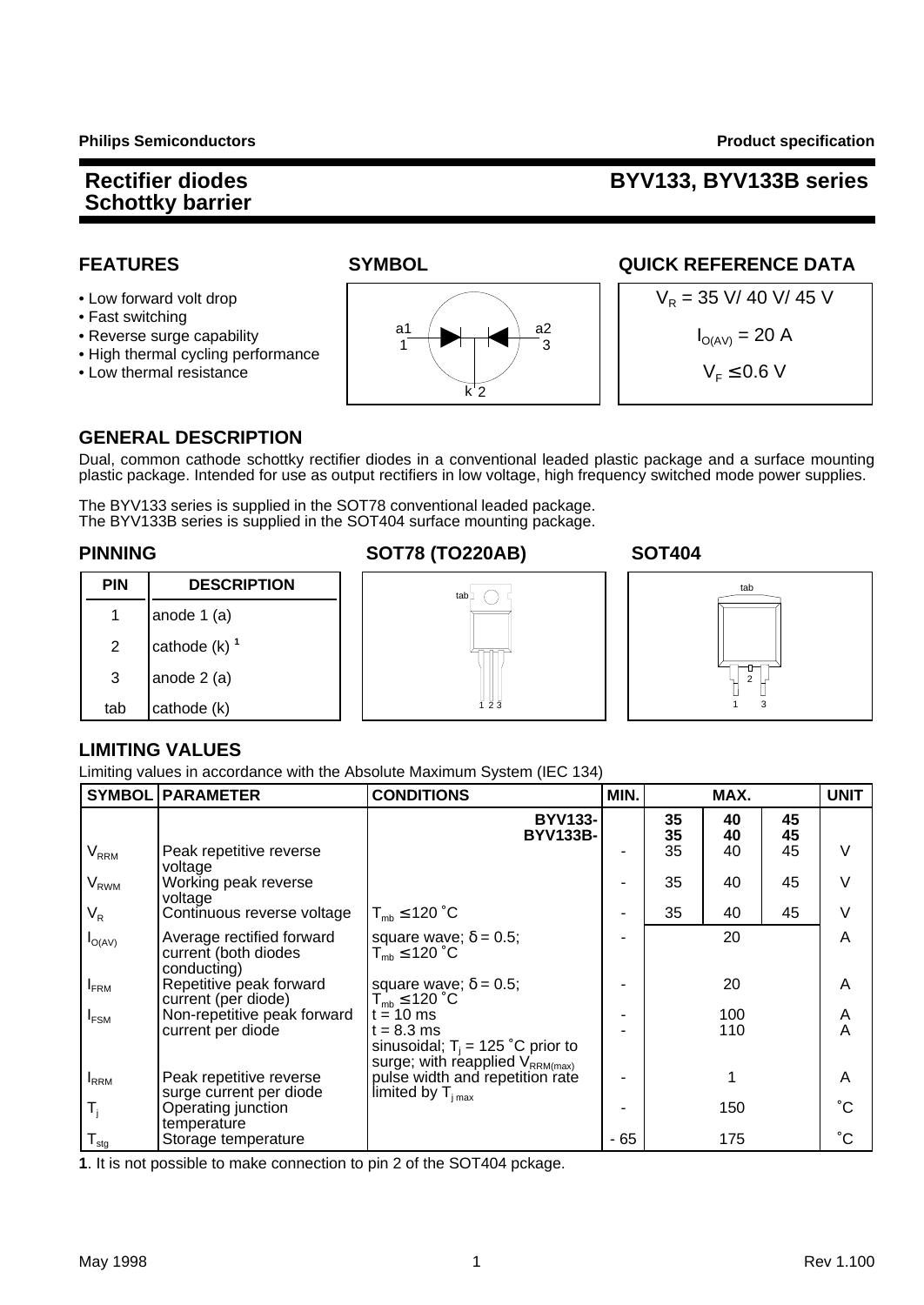**Philips Semiconductors** **Product specification**

# Rectifier diodes Schottky barrier

# BYV133, BYV133B series

## FEATURES

- Low forward volt drop
- Fast switching
- Reverse surge capability
- High thermal cycling performance
- Low thermal resistance

## SYMBOL

a1
1
a2
3
k 2

## QUICK REFERENCE DATA

$V_R$ = 35 V/ 40 V/ 45 V

$I_{O(AV)}$ = 20 A

$V_F \leq 0.6$ V

## GENERAL DESCRIPTION

Dual, common cathode schottky rectifier diodes in a conventional leaded plastic package and a surface mounting plastic package. Intended for use as output rectifiers in low voltage, high frequency switched mode power supplies.

The BYV133 series is supplied in the SOT78 conventional leaded package.
The BYV133B series is supplied in the SOT404 surface mounting package.

## PINNING

| PIN | DESCRIPTION |
|---|---|
| 1 | anode 1 (a) |
| 2 | cathode (k) [1] |
| 3 | anode 2 (a) |
| tab | cathode (k) |

## SOT78 (TO220AB)

tab
1 2 3

## SOT404

tab
2
1 3

## LIMITING VALUES

Limiting values in accordance with the Absolute Maximum System (IEC 134)

| SYMBOL | PARAMETER | CONDITIONS | MIN. | MAX. | | | UNIT |
|---|---|---|---|---|---|---|---|
| | | BYV133- BYV133- | | 35 35 | 40 40 | 45 45 | |
| $V_{RRM}$ | Peak repetitive reverse voltage | | - | 35 | 40 | 45 | V |
| $V_{RWM}$ | Working peak reverse voltage | | - | 35 | 40 | 45 | V |
| $V_R$ | Continuous reverse voltage | $T_{mb} \leq 120$ ˚C | - | 35 | 40 | 45 | V |
| $I_{O(AV)}$ | Average rectified forward current (both diodes conducting) | square wave; δ = 0.5; $T_{mb} \leq 120$ ˚C | - | | 20 | | A |
| $I_{FRM}$ | Repetitive peak forward current (per diode) | square wave; δ = 0.5; $T_{mb} \leq 120$ ˚C | - | | 20 | | A |
| $I_{FSM}$ | Non-repetitive peak forward current per diode | t = 10 ms | - | | 100 | | A |
| | | t = 8.3 ms | - | | 110 | | A |
| | | sinusoidal; $T_j$ = 125 ˚C prior to surge; with reapplied $V_{RRM(max)}$ | | | | | |
| $I_{RRM}$ | Peak repetitive reverse surge current per diode | pulse width and repetition rate limited by $T_{j\,max}$ | - | | 1 | | A |
| $T_j$ | Operating junction temperature | | - | | 150 | | ˚C |
| $T_{stg}$ | Storage temperature | | - 65 | | 175 | | ˚C |

**1**. It is not possible to make connection to pin 2 of the SOT404 pckage.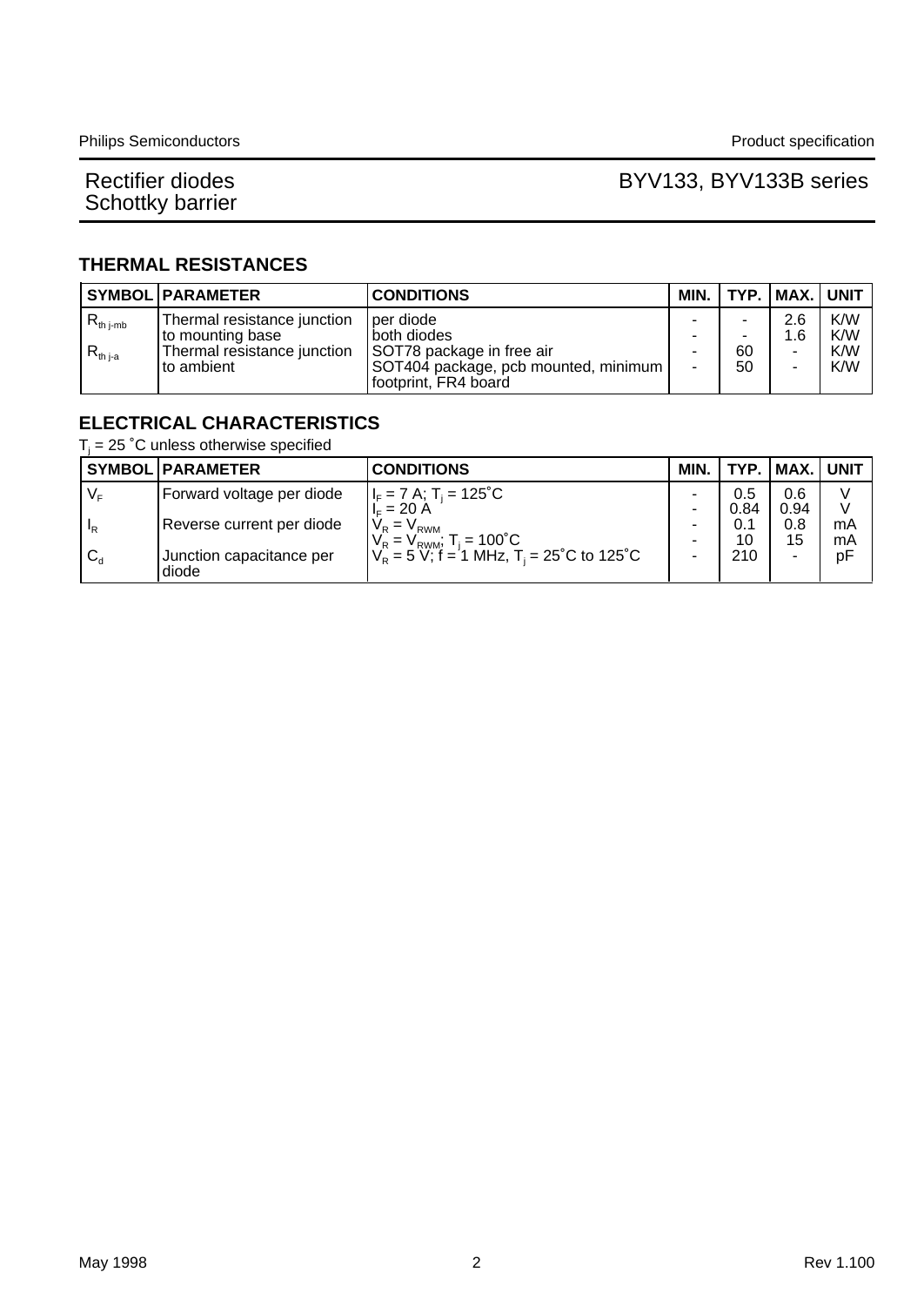## THERMAL RESISTANCES

| SYMBOL | PARAMETER | CONDITIONS | MIN. | TYP. | MAX. | UNIT |
|---|---|---|---|---|---|---|
| $R_{th\ j\text{-}mb}$ | Thermal resistance junction to mounting base | per diode | - | - | 2.6 | K/W |
| | | both diodes | - | - | 1.6 | K/W |
| $R_{th\ j\text{-}a}$ | Thermal resistance junction to ambient | SOT78 package in free air | - | 60 | - | K/W |
| | | SOT404 package, pcb mounted, minimum footprint, FR4 board | - | 50 | - | K/W |

## ELECTRICAL CHARACTERISTICS

$T_j$ = 25 ˚C unless otherwise specified

| SYMBOL | PARAMETER | CONDITIONS | MIN. | TYP. | MAX. | UNIT |
|---|---|---|---|---|---|---|
| $V_F$ | Forward voltage per diode | $I_F$ = 7 A; $T_j$ = 125˚C | - | 0.5 | 0.6 | V |
| | | $I_F$ = 20 A | - | 0.84 | 0.94 | V |
| $I_R$ | Reverse current per diode | $V_R = V_{RWM}$ | - | 0.1 | 0.8 | mA |
| | | $V_R = V_{RWM}$; $T_j$ = 100˚C | - | 10 | 15 | mA |
| $C_d$ | Junction capacitance per diode | $V_R$ = 5 V; f = 1 MHz, $T_j$ = 25˚C to 125˚C | - | 210 | - | pF |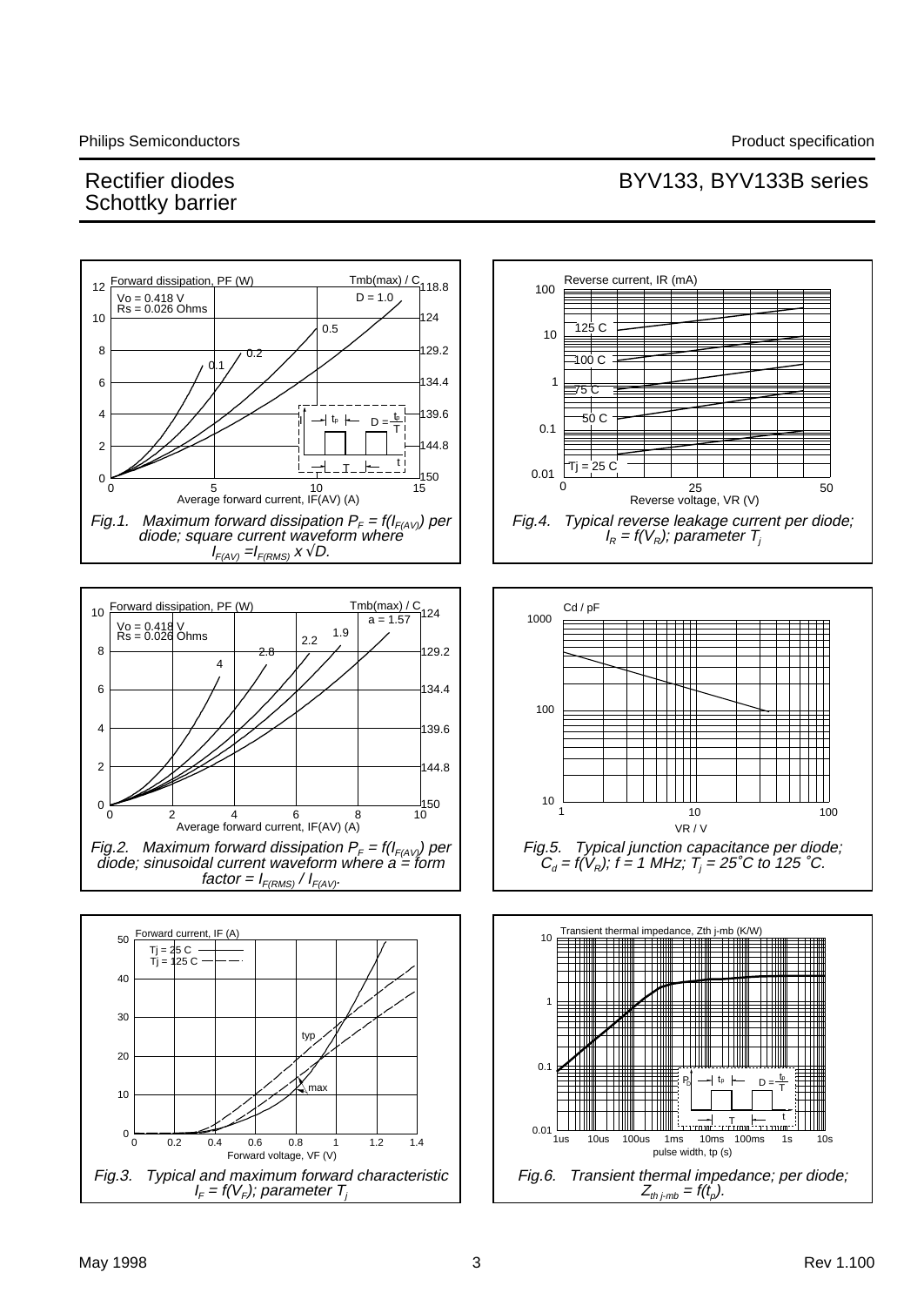## Rectifier diodes Schottky barrier

## BYV133, BYV133B series

Forward dissipation, PF (W)
Tmb(max) / C
Vo = 0.418 V
Rs = 0.026 Ohms
D = 1.0
0.5
0.2
0.1
12
10
8
6
4
2
0
118.8
124
129.2
134.4
139.6
144.8
150
0 5 10 15
Average forward current, IF(AV) (A)
tp
D = tp/T
T
t

*Fig.1. Maximum forward dissipation $P_F = f(I_{F(AV)})$ per diode; square current waveform where $I_{F(AV)} = I_{F(RMS)} \times \sqrt{D}$.*

Reverse current, IR (mA)
100
10
1
0.1
0.01
125 C
100 C
75 C
50 C
Tj = 25 C
0 25 50
Reverse voltage, VR (V)

*Fig.4. Typical reverse leakage current per diode; $I_R = f(V_R)$; parameter $T_j$*

Forward dissipation, PF (W)
Tmb(max) / C
Vo = 0.418 V
Rs = 0.026 Ohms
a = 1.57
1.9
2.2
2.8
4
10
8
6
4
2
0
124
129.2
134.4
139.6
144.8
150
0 2 4 6 8 10
Average forward current, IF(AV) (A)

*Fig.2. Maximum forward dissipation $P_F = f(I_{F(AV)})$ per diode; sinusoidal current waveform where a = form factor = $I_{F(RMS)} / I_{F(AV)}$.*

Cd / pF
1000
100
10
1 10 100
VR / V

*Fig.5. Typical junction capacitance per diode; $C_d = f(V_R)$; f = 1 MHz; $T_j$ = 25˚C to 125 ˚C.*

Forward current, IF (A)
Tj = 25 C
Tj = 125 C
typ
max
50
40
30
20
10
0
0 0.2 0.4 0.6 0.8 1 1.2 1.4
Forward voltage, VF (V)

*Fig.3. Typical and maximum forward characteristic $I_F = f(V_F)$; parameter $T_j$*

Transient thermal impedance, Zth j-mb (K/W)
10
1
0.1
0.01
1us 10us 100us 1ms 10ms 100ms 1s 10s
pulse width, tp (s)
PD
tp
D = tp/T
T
t

*Fig.6. Transient thermal impedance; per diode; $Z_{th\,j\text{-}mb} = f(t_p)$.*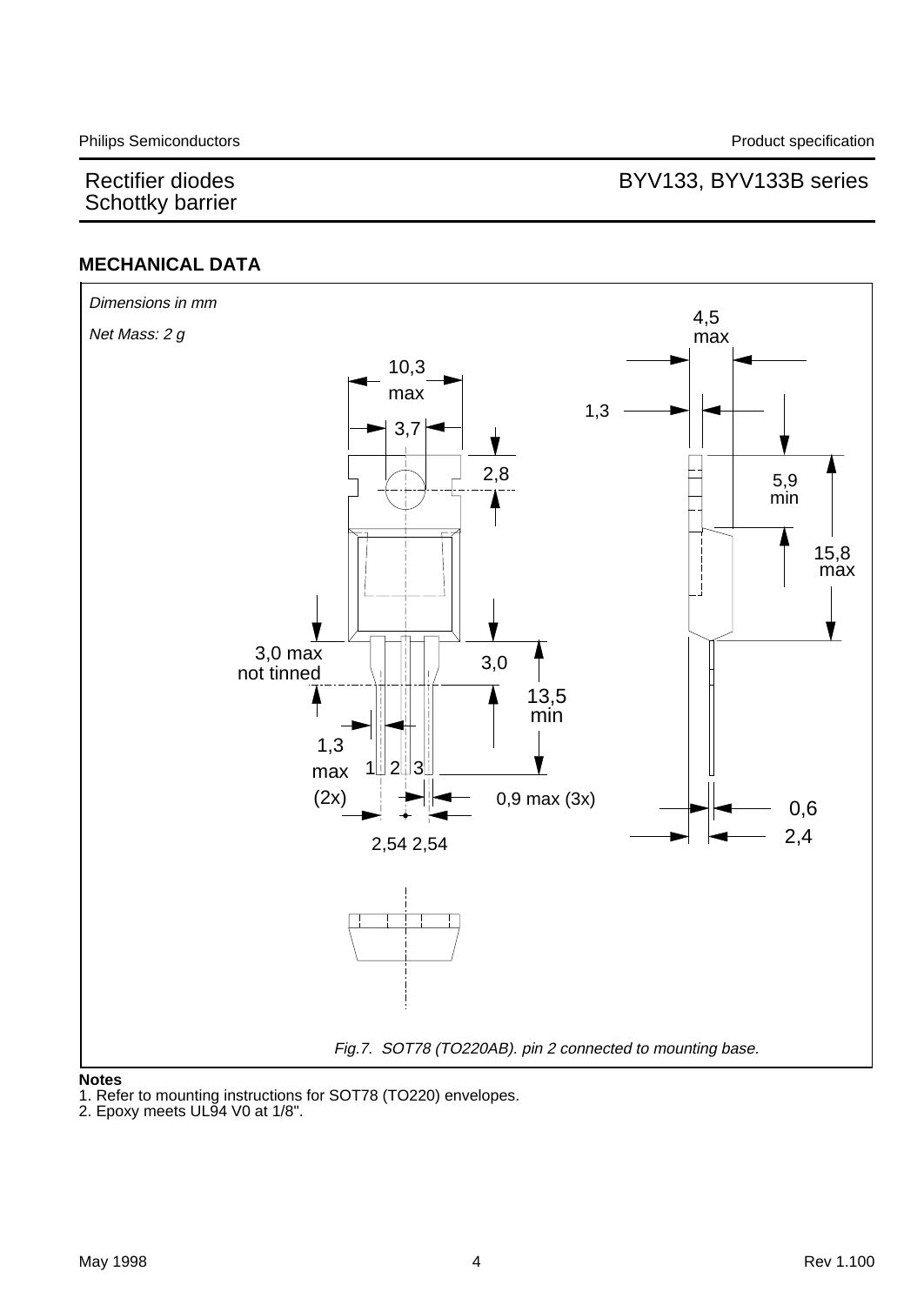## MECHANICAL DATA

*Dimensions in mm*

*Net Mass: 2 g*

10,3
max
3,7
2,8
4,5
max
1,3
5,9
min
15,8
max
3,0 max
not tinned
3,0
13,5
min
1,3
max
(2x)
1 2 3
0,9 max (3x)
2,54 2,54
0,6
2,4

*Fig.7. SOT78 (TO220AB). pin 2 connected to mounting base.*

**Notes**

1. Refer to mounting instructions for SOT78 (TO220) envelopes.
2. Epoxy meets UL94 V0 at 1/8".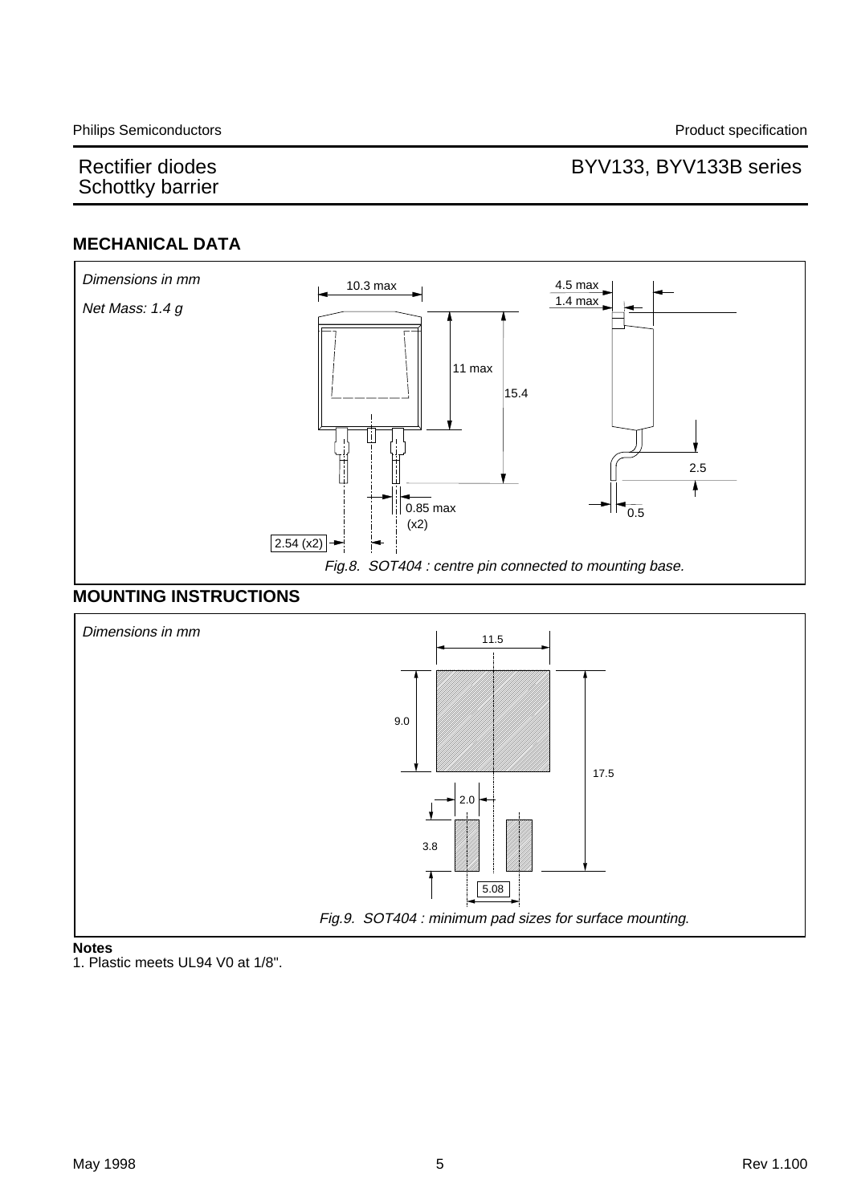Rectifier diodes
Schottky barrier

BYV133, BYV133B series

## MECHANICAL DATA

*Dimensions in mm*

*Net Mass: 1.4 g*

10.3 max

11 max

15.4

4.5 max

1.4 max

2.5

0.5

0.85 max (x2)

2.54 (x2)

*Fig.8. SOT404 : centre pin connected to mounting base.*

## MOUNTING INSTRUCTIONS

*Dimensions in mm*

11.5

9.0

17.5

2.0

3.8

5.08

*Fig.9. SOT404 : minimum pad sizes for surface mounting.*

**Notes**

1. Plastic meets UL94 V0 at 1/8".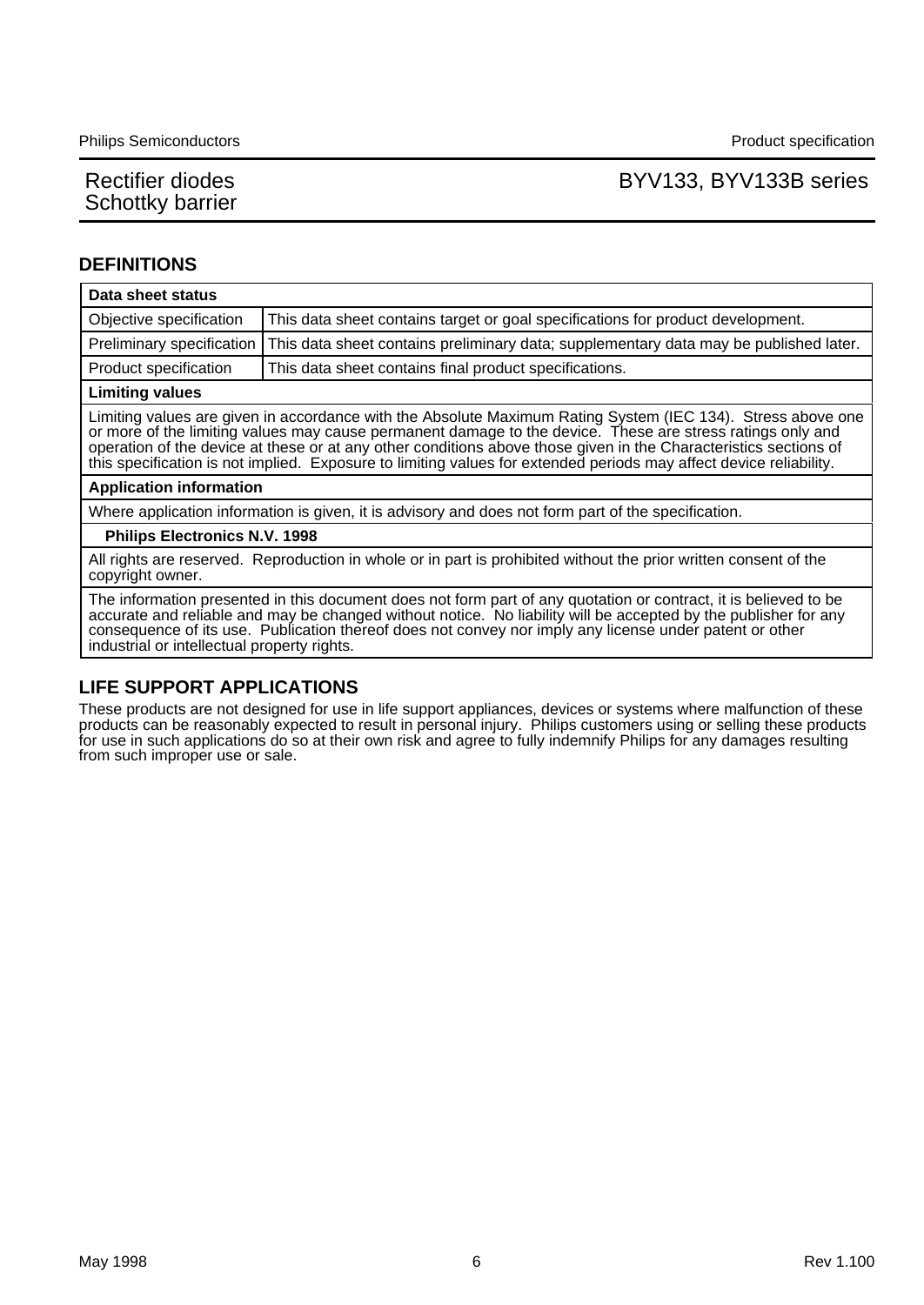## DEFINITIONS

| | |
|---|---|
| **Data sheet status** | |
| Objective specification | This data sheet contains target or goal specifications for product development. |
| Preliminary specification | This data sheet contains preliminary data; supplementary data may be published later. |
| Product specification | This data sheet contains final product specifications. |
| **Limiting values** | |
| Limiting values are given in accordance with the Absolute Maximum Rating System (IEC 134). Stress above one or more of the limiting values may cause permanent damage to the device. These are stress ratings only and operation of the device at these or at any other conditions above those given in the Characteristics sections of this specification is not implied. Exposure to limiting values for extended periods may affect device reliability. | |
| **Application information** | |
| Where application information is given, it is advisory and does not form part of the specification. | |
| **Philips Electronics N.V. 1998** | |
| All rights are reserved. Reproduction in whole or in part is prohibited without the prior written consent of the copyright owner. | |
| The information presented in this document does not form part of any quotation or contract, it is believed to be accurate and reliable and may be changed without notice. No liability will be accepted by the publisher for any consequence of its use. Publication thereof does not convey nor imply any license under patent or other industrial or intellectual property rights. | |

## LIFE SUPPORT APPLICATIONS

These products are not designed for use in life support appliances, devices or systems where malfunction of these products can be reasonably expected to result in personal injury. Philips customers using or selling these products for use in such applications do so at their own risk and agree to fully indemnify Philips for any damages resulting from such improper use or sale.